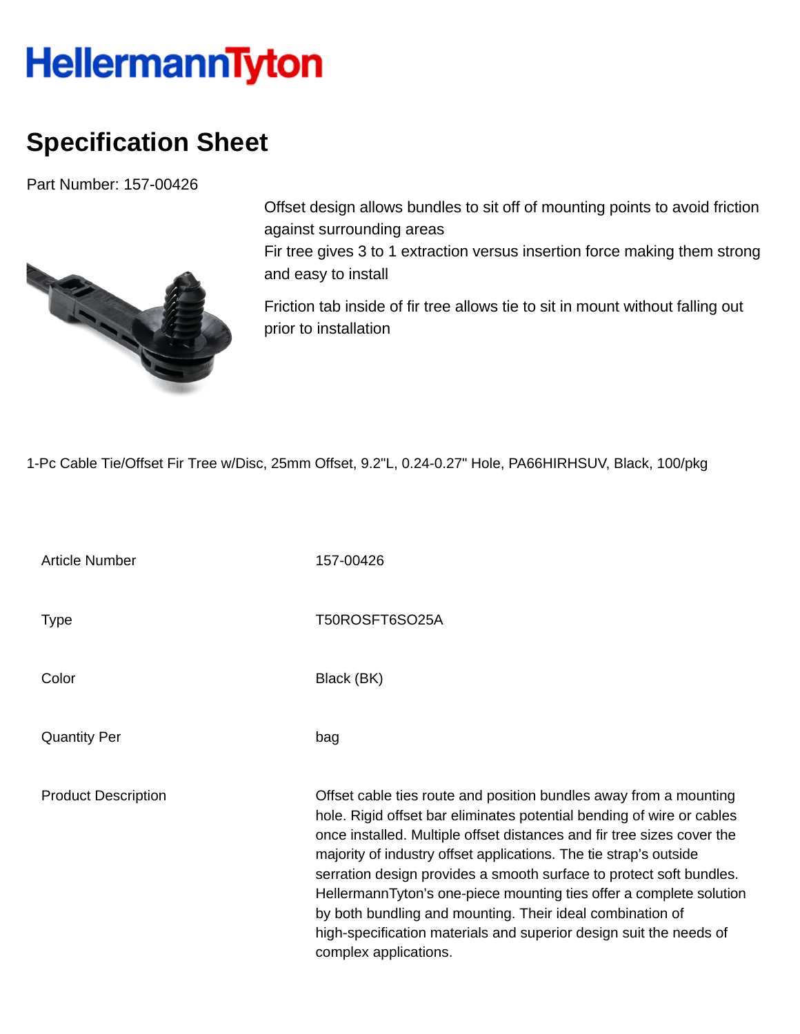# HellermannTyton

## Specification Sheet

Part Number: 157-00426

Offset design allows bundles to sit off of mounting points to avoid friction against surrounding areas
Fir tree gives 3 to 1 extraction versus insertion force making them strong and easy to install

Friction tab inside of fir tree allows tie to sit in mount without falling out prior to installation

1-Pc Cable Tie/Offset Fir Tree w/Disc, 25mm Offset, 9.2"L, 0.24-0.27" Hole, PA66HIRHSUV, Black, 100/pkg

| | |
|---|---|
| Article Number | 157-00426 |
| Type | T50ROSFT6SO25A |
| Color | Black (BK) |
| Quantity Per | bag |
| Product Description | Offset cable ties route and position bundles away from a mounting hole. Rigid offset bar eliminates potential bending of wire or cables once installed. Multiple offset distances and fir tree sizes cover the majority of industry offset applications. The tie strap's outside serration design provides a smooth surface to protect soft bundles. HellermannTyton's one-piece mounting ties offer a complete solution by both bundling and mounting. Their ideal combination of high-specification materials and superior design suit the needs of complex applications. |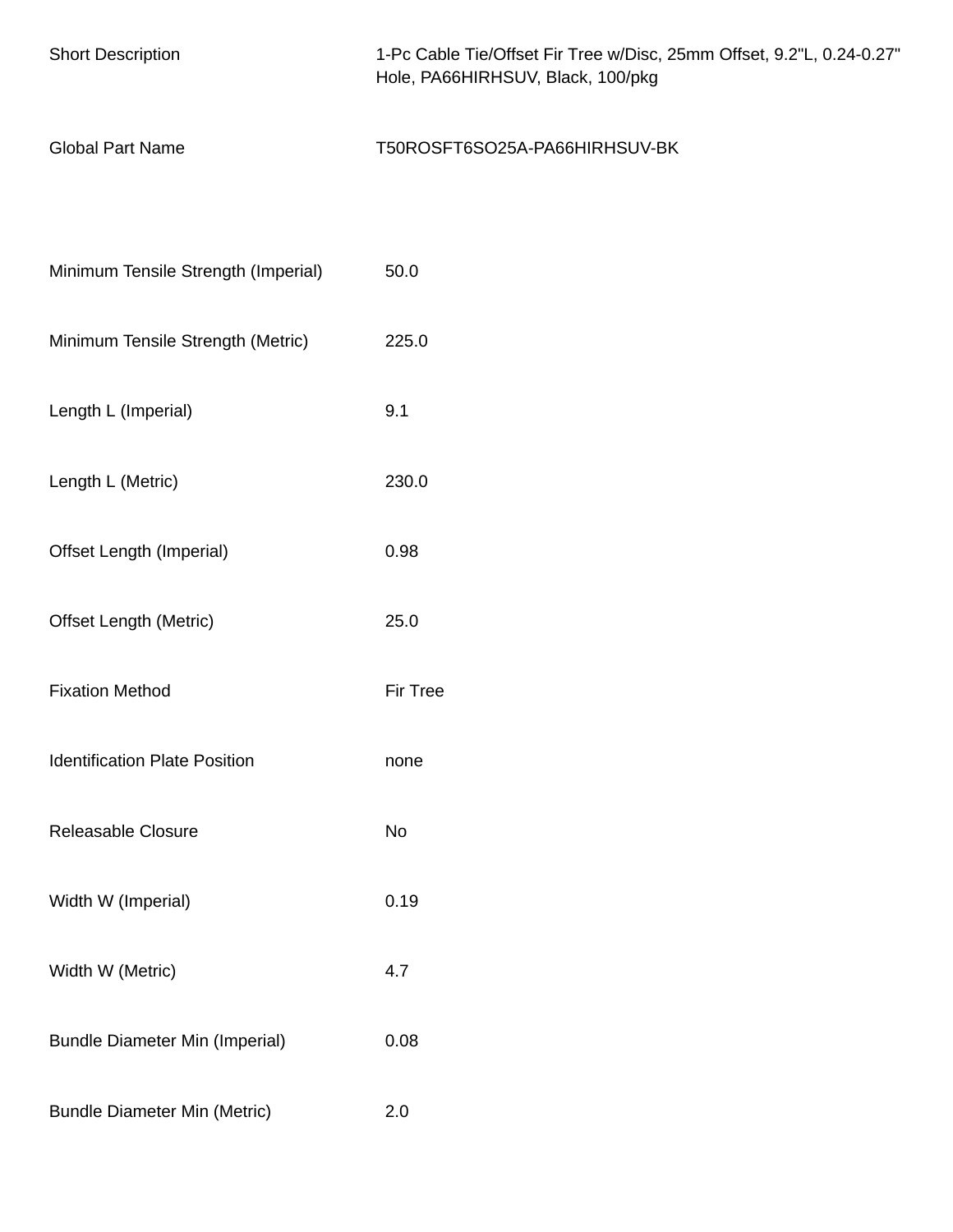| | |
|---|---|
| Short Description | 1-Pc Cable Tie/Offset Fir Tree w/Disc, 25mm Offset, 9.2"L, 0.24-0.27" Hole, PA66HIRHSUV, Black, 100/pkg |
| Global Part Name | T50ROSFT6SO25A-PA66HIRHSUV-BK |

| | |
|---|---|
| Minimum Tensile Strength (Imperial) | 50.0 |
| Minimum Tensile Strength (Metric) | 225.0 |
| Length L (Imperial) | 9.1 |
| Length L (Metric) | 230.0 |
| Offset Length (Imperial) | 0.98 |
| Offset Length (Metric) | 25.0 |
| Fixation Method | Fir Tree |
| Identification Plate Position | none |
| Releasable Closure | No |
| Width W (Imperial) | 0.19 |
| Width W (Metric) | 4.7 |
| Bundle Diameter Min (Imperial) | 0.08 |
| Bundle Diameter Min (Metric) | 2.0 |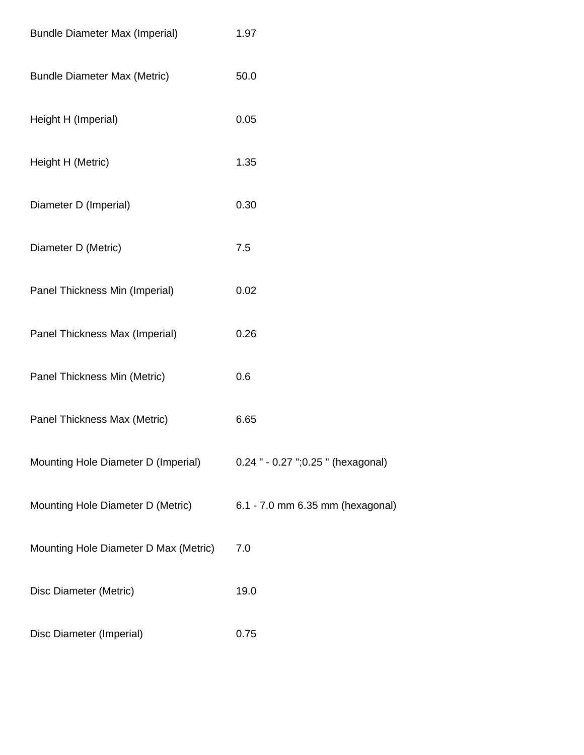| | |
|---|---|
| Bundle Diameter Max (Imperial) | 1.97 |
| Bundle Diameter Max (Metric) | 50.0 |
| Height H (Imperial) | 0.05 |
| Height H (Metric) | 1.35 |
| Diameter D (Imperial) | 0.30 |
| Diameter D (Metric) | 7.5 |
| Panel Thickness Min (Imperial) | 0.02 |
| Panel Thickness Max (Imperial) | 0.26 |
| Panel Thickness Min (Metric) | 0.6 |
| Panel Thickness Max (Metric) | 6.65 |
| Mounting Hole Diameter D (Imperial) | 0.24 " - 0.27 ";0.25 " (hexagonal) |
| Mounting Hole Diameter D (Metric) | 6.1 - 7.0 mm 6.35 mm (hexagonal) |
| Mounting Hole Diameter D Max (Metric) | 7.0 |
| Disc Diameter (Metric) | 19.0 |
| Disc Diameter (Imperial) | 0.75 |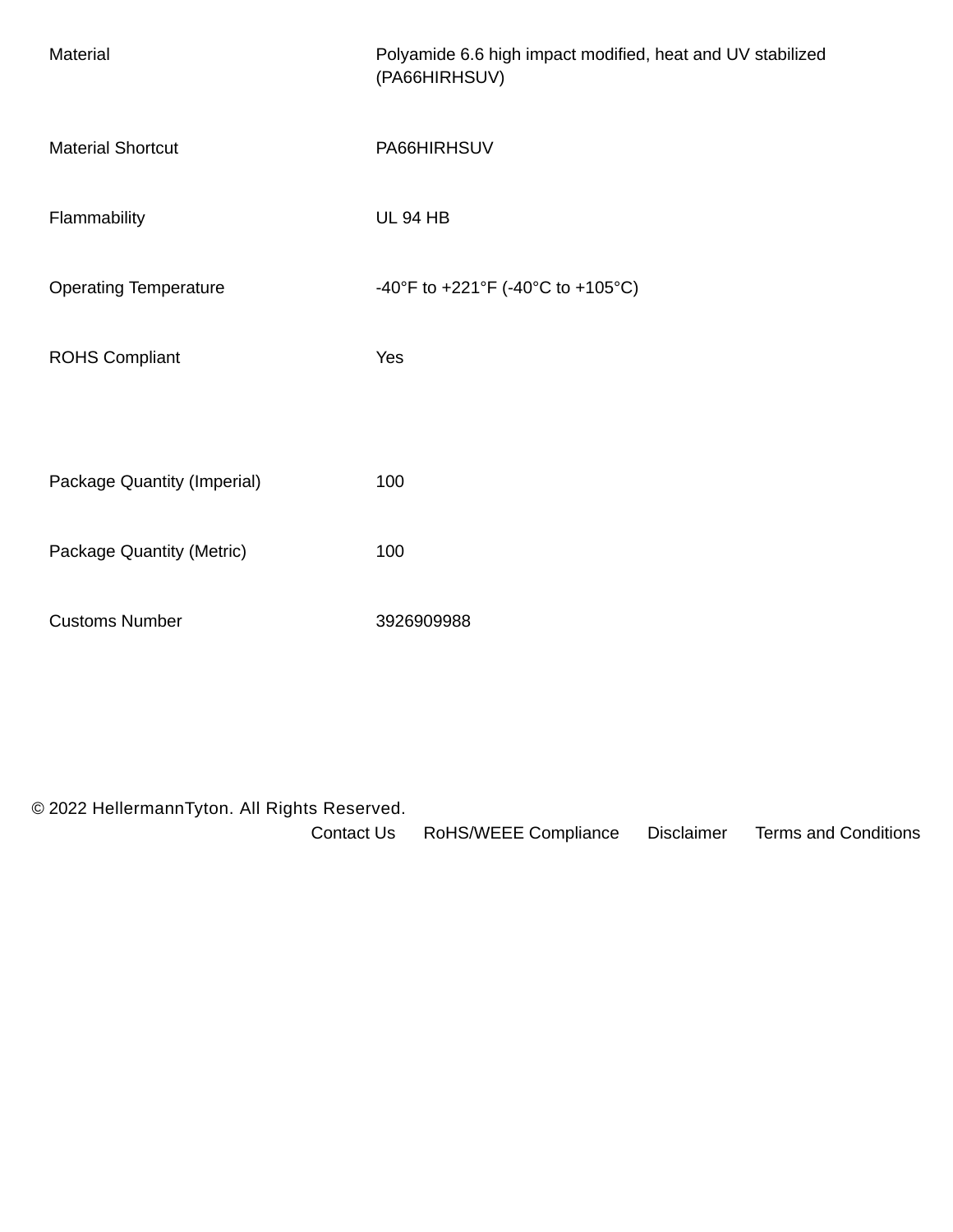| | |
|---|---|
| Material | Polyamide 6.6 high impact modified, heat and UV stabilized (PA66HIRHSUV) |
| Material Shortcut | PA66HIRHSUV |
| Flammability | UL 94 HB |
| Operating Temperature | -40°F to +221°F (-40°C to +105°C) |
| ROHS Compliant | Yes |

| | |
|---|---|
| Package Quantity (Imperial) | 100 |
| Package Quantity (Metric) | 100 |
| Customs Number | 3926909988 |

© 2022 HellermannTyton. All Rights Reserved.

Contact Us RoHS/WEEE Compliance Disclaimer Terms and Conditions